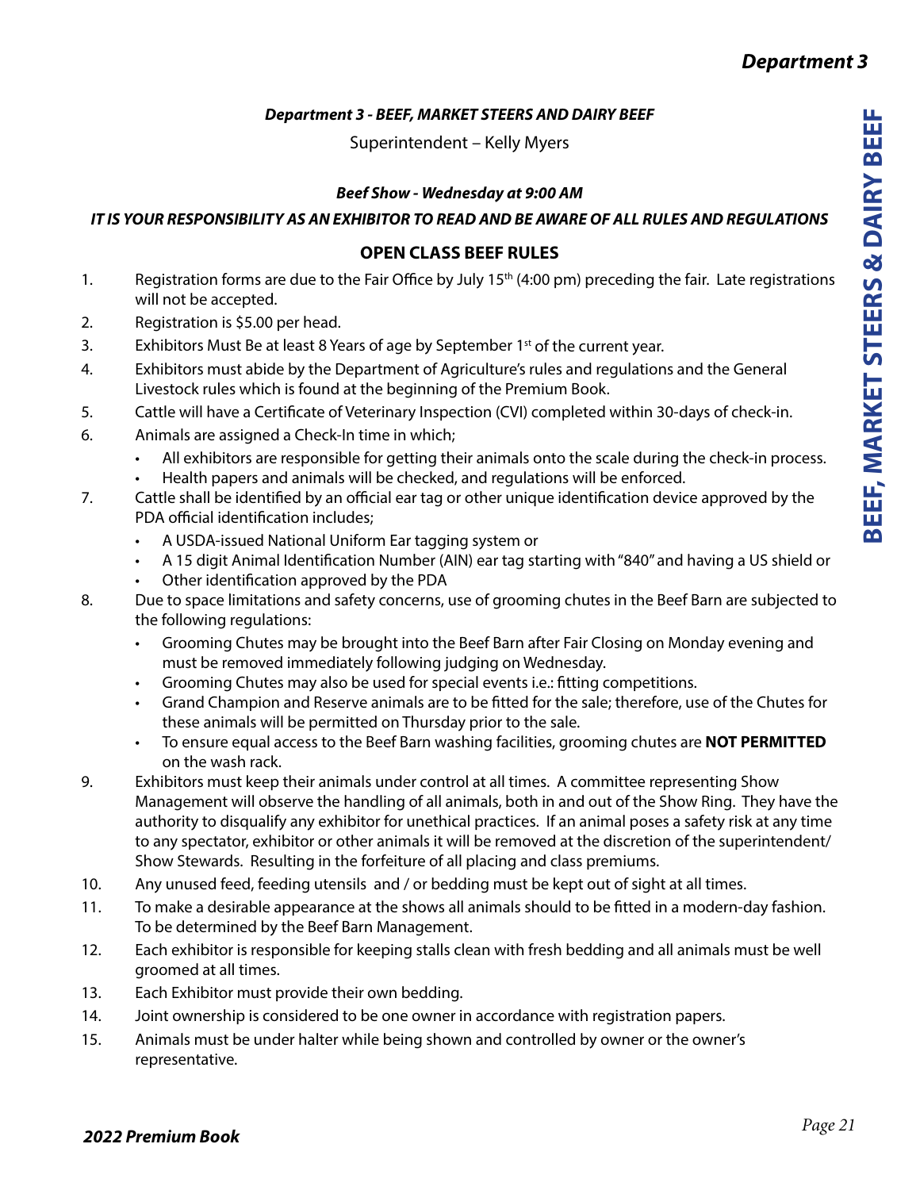### *Department 3 - BEEF, MARKET STEERS AND DAIRY BEEF*

Superintendent – Kelly Myers

***Beef Show - Wednesday at 9:00 AM***

***IT IS YOUR RESPONSIBILITY AS AN EXHIBITOR TO READ AND BE AWARE OF ALL RULES AND REGULATIONS***

## OPEN CLASS BEEF RULES

1. Registration forms are due to the Fair Office by July 15th (4:00 pm) preceding the fair. Late registrations will not be accepted.
2. Registration is $5.00 per head.
3. Exhibitors Must Be at least 8 Years of age by September 1st of the current year.
4. Exhibitors must abide by the Department of Agriculture's rules and regulations and the General Livestock rules which is found at the beginning of the Premium Book.
5. Cattle will have a Certificate of Veterinary Inspection (CVI) completed within 30-days of check-in.
6. Animals are assigned a Check-In time in which;
   - All exhibitors are responsible for getting their animals onto the scale during the check-in process.
   - Health papers and animals will be checked, and regulations will be enforced.
7. Cattle shall be identified by an official ear tag or other unique identification device approved by the PDA official identification includes;
   - A USDA-issued National Uniform Ear tagging system or
   - A 15 digit Animal Identification Number (AIN) ear tag starting with "840" and having a US shield or
   - Other identification approved by the PDA
8. Due to space limitations and safety concerns, use of grooming chutes in the Beef Barn are subjected to the following regulations:
   - Grooming Chutes may be brought into the Beef Barn after Fair Closing on Monday evening and must be removed immediately following judging on Wednesday.
   - Grooming Chutes may also be used for special events i.e.: fitting competitions.
   - Grand Champion and Reserve animals are to be fitted for the sale; therefore, use of the Chutes for these animals will be permitted on Thursday prior to the sale.
   - To ensure equal access to the Beef Barn washing facilities, grooming chutes are **NOT PERMITTED** on the wash rack.
9. Exhibitors must keep their animals under control at all times. A committee representing Show Management will observe the handling of all animals, both in and out of the Show Ring. They have the authority to disqualify any exhibitor for unethical practices. If an animal poses a safety risk at any time to any spectator, exhibitor or other animals it will be removed at the discretion of the superintendent/ Show Stewards. Resulting in the forfeiture of all placing and class premiums.
10. Any unused feed, feeding utensils and / or bedding must be kept out of sight at all times.
11. To make a desirable appearance at the shows all animals should to be fitted in a modern-day fashion. To be determined by the Beef Barn Management.
12. Each exhibitor is responsible for keeping stalls clean with fresh bedding and all animals must be well groomed at all times.
13. Each Exhibitor must provide their own bedding.
14. Joint ownership is considered to be one owner in accordance with registration papers.
15. Animals must be under halter while being shown and controlled by owner or the owner's representative.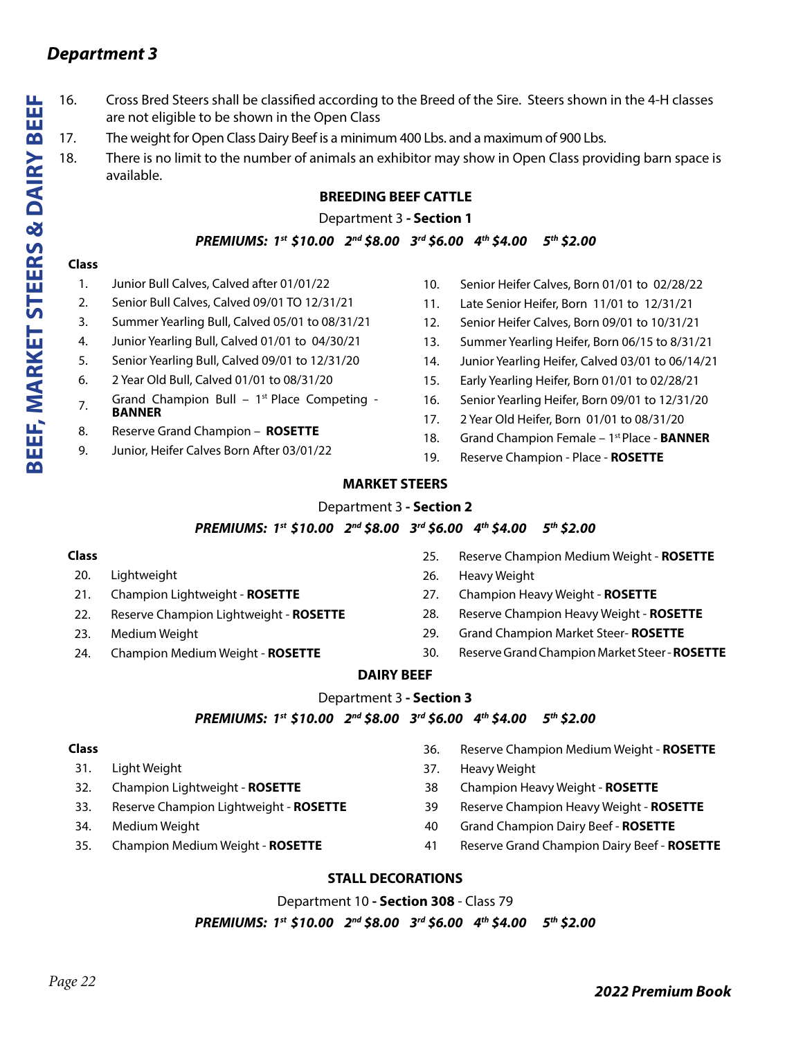## Department 3

16. Cross Bred Steers shall be classified according to the Breed of the Sire. Steers shown in the 4-H classes are not eligible to be shown in the Open Class
17. The weight for Open Class Dairy Beef is a minimum 400 Lbs. and a maximum of 900 Lbs.
18. There is no limit to the number of animals an exhibitor may show in Open Class providing barn space is available.

### BREEDING BEEF CATTLE

Department 3 **- Section 1**

***PREMIUMS: 1st $10.00 2nd $8.00 3rd $6.00 4th $4.00 5th $2.00***

**Class**

1. Junior Bull Calves, Calved after 01/01/22
2. Senior Bull Calves, Calved 09/01 TO 12/31/21
3. Summer Yearling Bull, Calved 05/01 to 08/31/21
4. Junior Yearling Bull, Calved 01/01 to 04/30/21
5. Senior Yearling Bull, Calved 09/01 to 12/31/20
6. 2 Year Old Bull, Calved 01/01 to 08/31/20
7. Grand Champion Bull – 1st Place Competing - **BANNER**
8. Reserve Grand Champion – **ROSETTE**
9. Junior, Heifer Calves Born After 03/01/22
10. Senior Heifer Calves, Born 01/01 to 02/28/22
11. Late Senior Heifer, Born 11/01 to 12/31/21
12. Senior Heifer Calves, Born 09/01 to 10/31/21
13. Summer Yearling Heifer, Born 06/15 to 8/31/21
14. Junior Yearling Heifer, Calved 03/01 to 06/14/21
15. Early Yearling Heifer, Born 01/01 to 02/28/21
16. Senior Yearling Heifer, Born 09/01 to 12/31/20
17. 2 Year Old Heifer, Born 01/01 to 08/31/20
18. Grand Champion Female – 1st Place - **BANNER**
19. Reserve Champion - Place - **ROSETTE**

### MARKET STEERS

Department 3 **- Section 2**

***PREMIUMS: 1st $10.00 2nd $8.00 3rd $6.00 4th $4.00 5th $2.00***

**Class**

20. Lightweight
21. Champion Lightweight - **ROSETTE**
22. Reserve Champion Lightweight - **ROSETTE**
23. Medium Weight
24. Champion Medium Weight - **ROSETTE**
25. Reserve Champion Medium Weight - **ROSETTE**
26. Heavy Weight
27. Champion Heavy Weight - **ROSETTE**
28. Reserve Champion Heavy Weight - **ROSETTE**
29. Grand Champion Market Steer- **ROSETTE**
30. Reserve Grand Champion Market Steer - **ROSETTE**

### DAIRY BEEF

Department 3 **- Section 3**

***PREMIUMS: 1st $10.00 2nd $8.00 3rd $6.00 4th $4.00 5th $2.00***

**Class**

31. Light Weight
32. Champion Lightweight - **ROSETTE**
33. Reserve Champion Lightweight - **ROSETTE**
34. Medium Weight
35. Champion Medium Weight - **ROSETTE**
36. Reserve Champion Medium Weight - **ROSETTE**
37. Heavy Weight
38. Champion Heavy Weight - **ROSETTE**
39. Reserve Champion Heavy Weight - **ROSETTE**
40. Grand Champion Dairy Beef - **ROSETTE**
41. Reserve Grand Champion Dairy Beef - **ROSETTE**

### STALL DECORATIONS

Department 10 **- Section 308** - Class 79

***PREMIUMS: 1st $10.00 2nd $8.00 3rd $6.00 4th $4.00 5th $2.00***